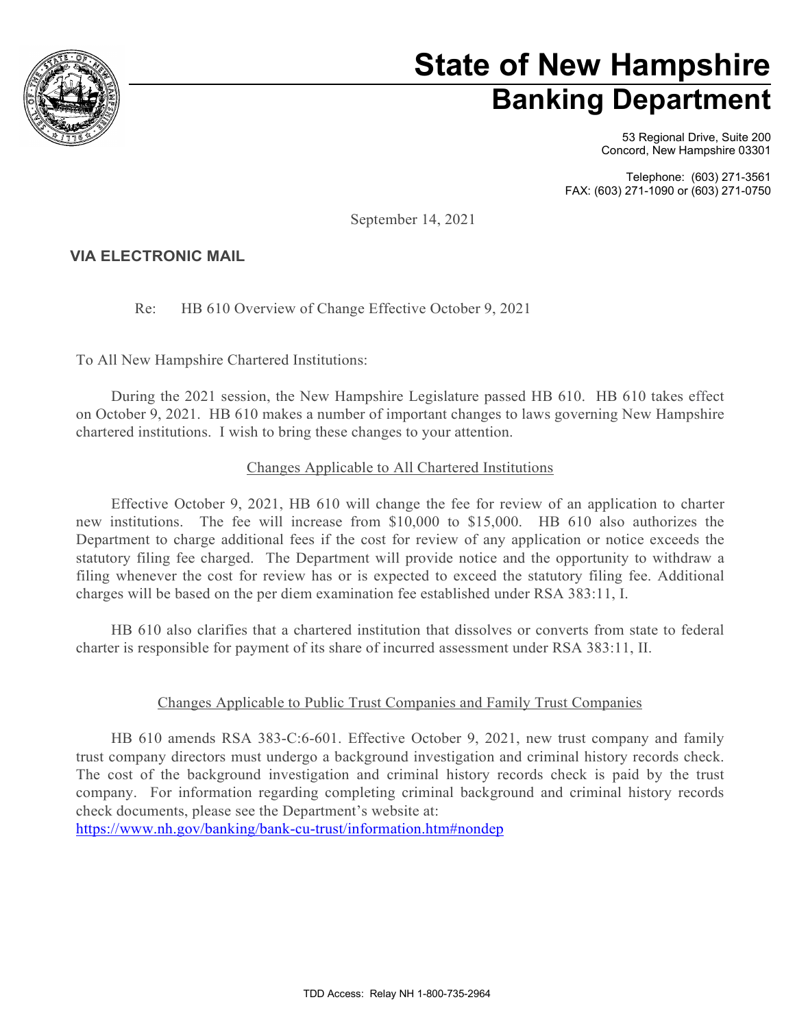# State of New Hampshire
## Banking Department

53 Regional Drive, Suite 200
Concord, New Hampshire 03301

Telephone: (603) 271-3561
FAX: (603) 271-1090 or (603) 271-0750

September 14, 2021

**VIA ELECTRONIC MAIL**

Re: HB 610 Overview of Change Effective October 9, 2021

To All New Hampshire Chartered Institutions:

During the 2021 session, the New Hampshire Legislature passed HB 610. HB 610 takes effect on October 9, 2021. HB 610 makes a number of important changes to laws governing New Hampshire chartered institutions. I wish to bring these changes to your attention.

Changes Applicable to All Chartered Institutions

Effective October 9, 2021, HB 610 will change the fee for review of an application to charter new institutions. The fee will increase from $10,000 to $15,000. HB 610 also authorizes the Department to charge additional fees if the cost for review of any application or notice exceeds the statutory filing fee charged. The Department will provide notice and the opportunity to withdraw a filing whenever the cost for review has or is expected to exceed the statutory filing fee. Additional charges will be based on the per diem examination fee established under RSA 383:11, I.

HB 610 also clarifies that a chartered institution that dissolves or converts from state to federal charter is responsible for payment of its share of incurred assessment under RSA 383:11, II.

Changes Applicable to Public Trust Companies and Family Trust Companies

HB 610 amends RSA 383-C:6-601. Effective October 9, 2021, new trust company and family trust company directors must undergo a background investigation and criminal history records check. The cost of the background investigation and criminal history records check is paid by the trust company. For information regarding completing criminal background and criminal history records check documents, please see the Department's website at:
https://www.nh.gov/banking/bank-cu-trust/information.htm#nondep

TDD Access: Relay NH 1-800-735-2964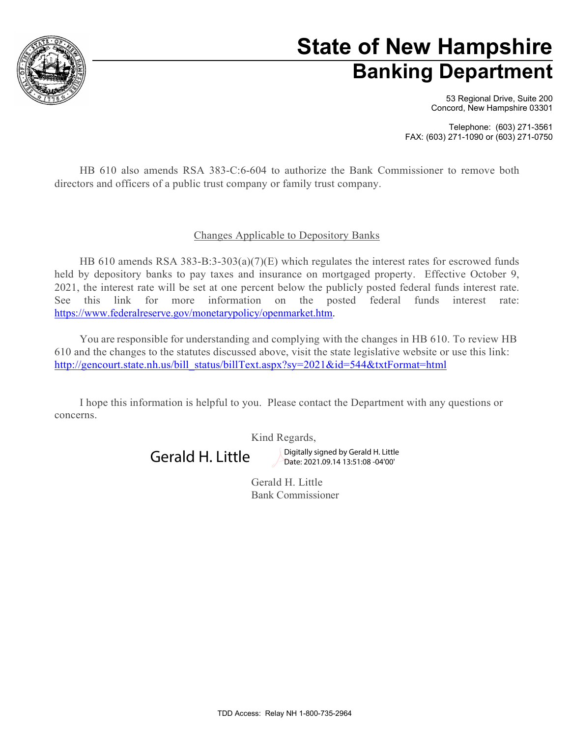# State of New Hampshire
## Banking Department

53 Regional Drive, Suite 200
Concord, New Hampshire 03301

Telephone: (603) 271-3561
FAX: (603) 271-1090 or (603) 271-0750

HB 610 also amends RSA 383-C:6-604 to authorize the Bank Commissioner to remove both directors and officers of a public trust company or family trust company.

Changes Applicable to Depository Banks

HB 610 amends RSA 383-B:3-303(a)(7)(E) which regulates the interest rates for escrowed funds held by depository banks to pay taxes and insurance on mortgaged property. Effective October 9, 2021, the interest rate will be set at one percent below the publicly posted federal funds interest rate. See this link for more information on the posted federal funds interest rate: https://www.federalreserve.gov/monetarypolicy/openmarket.htm.

You are responsible for understanding and complying with the changes in HB 610. To review HB 610 and the changes to the statutes discussed above, visit the state legislative website or use this link: http://gencourt.state.nh.us/bill_status/billText.aspx?sy=2021&id=544&txtFormat=html

I hope this information is helpful to you. Please contact the Department with any questions or concerns.

Kind Regards,

Gerald H. Little
Digitally signed by Gerald H. Little
Date: 2021.09.14 13:51:08 -04'00'

Gerald H. Little
Bank Commissioner

TDD Access: Relay NH 1-800-735-2964